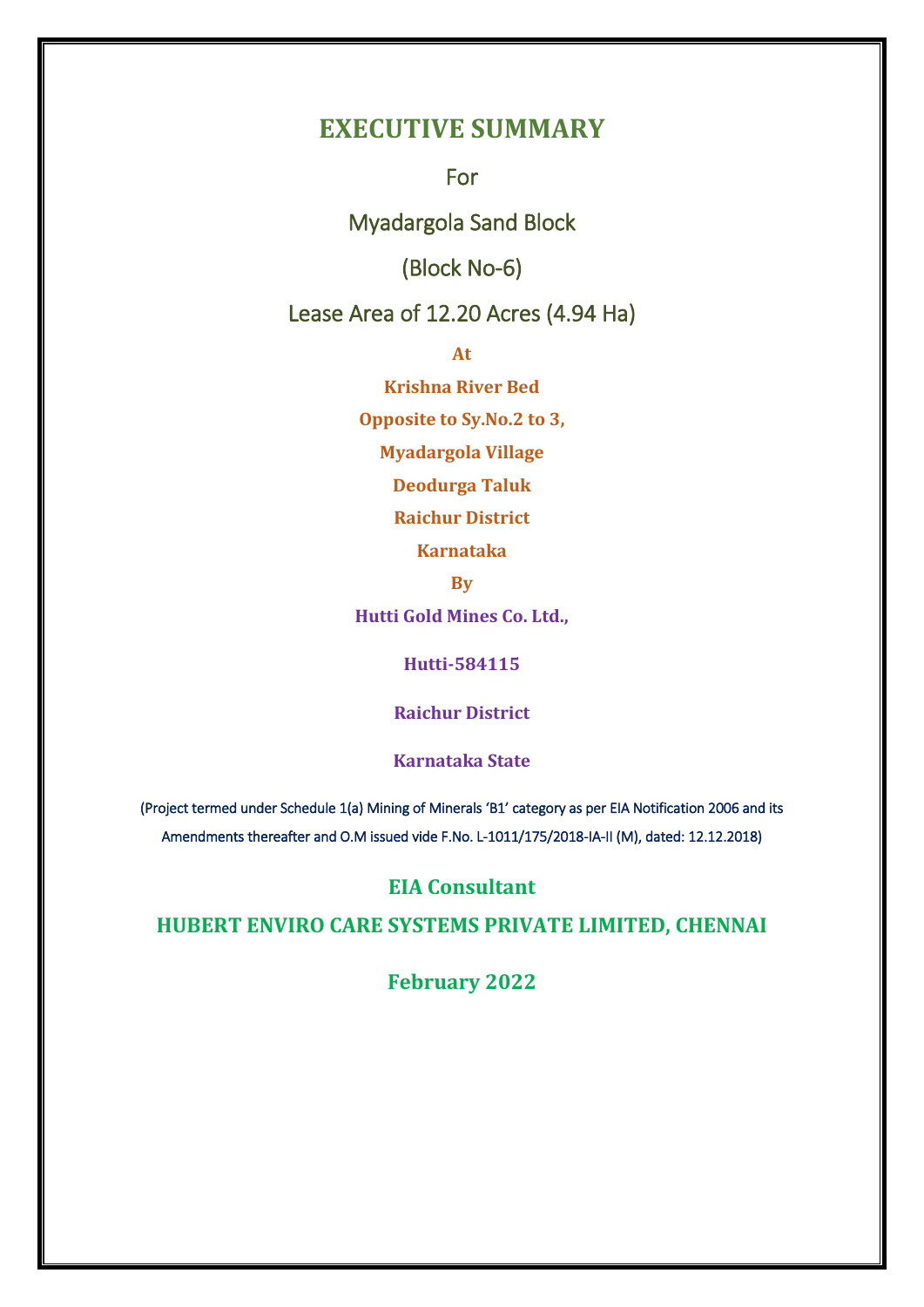# EXECUTIVE SUMMARY

For

Myadargola Sand Block

(Block No-6)

Lease Area of 12.20 Acres (4.94 Ha)

**At**

**Krishna River Bed**

**Opposite to Sy.No.2 to 3,**

**Myadargola Village**

**Deodurga Taluk**

**Raichur District**

**Karnataka**

**By**

**Hutti Gold Mines Co. Ltd.,**

**Hutti-584115**

**Raichur District**

**Karnataka State**

(Project termed under Schedule 1(a) Mining of Minerals 'B1' category as per EIA Notification 2006 and its Amendments thereafter and O.M issued vide F.No. L-1011/175/2018-IA-II (M), dated: 12.12.2018)

**EIA Consultant**

**HUBERT ENVIRO CARE SYSTEMS PRIVATE LIMITED, CHENNAI**

**February 2022**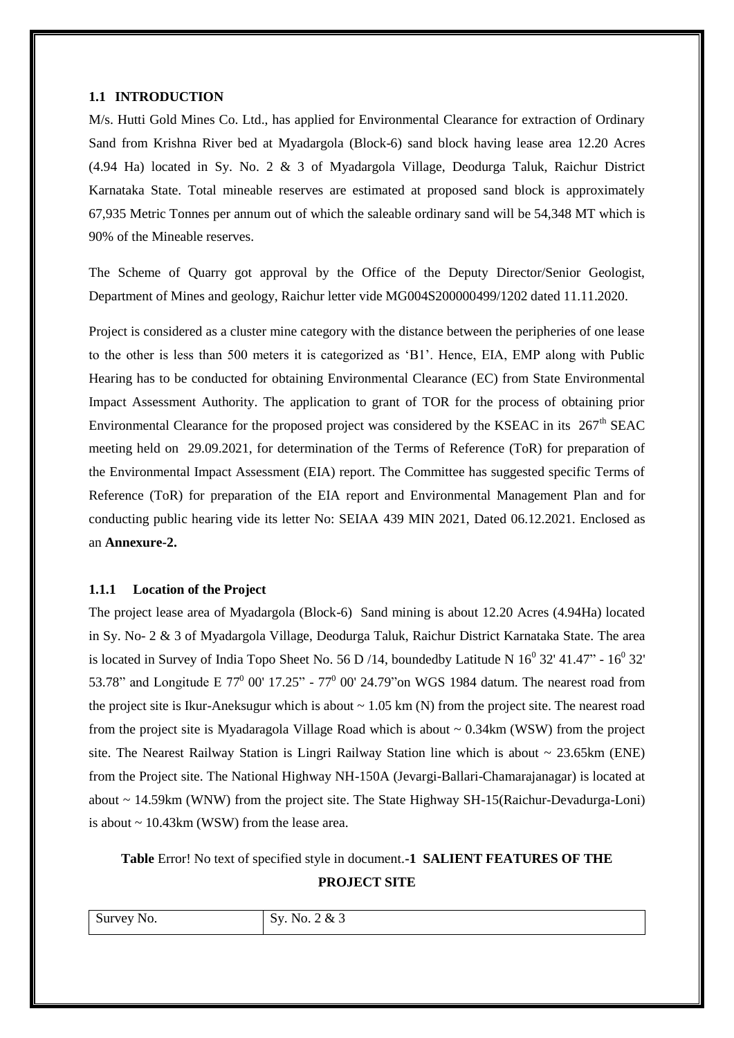### 1.1 INTRODUCTION

M/s. Hutti Gold Mines Co. Ltd., has applied for Environmental Clearance for extraction of Ordinary Sand from Krishna River bed at Myadargola (Block-6) sand block having lease area 12.20 Acres (4.94 Ha) located in Sy. No. 2 & 3 of Myadargola Village, Deodurga Taluk, Raichur District Karnataka State. Total mineable reserves are estimated at proposed sand block is approximately 67,935 Metric Tonnes per annum out of which the saleable ordinary sand will be 54,348 MT which is 90% of the Mineable reserves.

The Scheme of Quarry got approval by the Office of the Deputy Director/Senior Geologist, Department of Mines and geology, Raichur letter vide MG004S200000499/1202 dated 11.11.2020.

Project is considered as a cluster mine category with the distance between the peripheries of one lease to the other is less than 500 meters it is categorized as 'B1'. Hence, EIA, EMP along with Public Hearing has to be conducted for obtaining Environmental Clearance (EC) from State Environmental Impact Assessment Authority. The application to grant of TOR for the process of obtaining prior Environmental Clearance for the proposed project was considered by the KSEAC in its 267th SEAC meeting held on 29.09.2021, for determination of the Terms of Reference (ToR) for preparation of the Environmental Impact Assessment (EIA) report. The Committee has suggested specific Terms of Reference (ToR) for preparation of the EIA report and Environmental Management Plan and for conducting public hearing vide its letter No: SEIAA 439 MIN 2021, Dated 06.12.2021. Enclosed as an **Annexure-2.**

#### 1.1.1 Location of the Project

The project lease area of Myadargola (Block-6) Sand mining is about 12.20 Acres (4.94Ha) located in Sy. No- 2 & 3 of Myadargola Village, Deodurga Taluk, Raichur District Karnataka State. The area is located in Survey of India Topo Sheet No. 56 D /14, boundedby Latitude N $16^0$ 32' 41.47" - $16^0$ 32' 53.78" and Longitude E $77^0$ 00' 17.25" - $77^0$ 00' 24.79"on WGS 1984 datum. The nearest road from the project site is Ikur-Aneksugur which is about ~ 1.05 km (N) from the project site. The nearest road from the project site is Myadaragola Village Road which is about ~ 0.34km (WSW) from the project site. The Nearest Railway Station is Lingri Railway Station line which is about ~ 23.65km (ENE) from the Project site. The National Highway NH-150A (Jevargi-Ballari-Chamarajanagar) is located at about ~ 14.59km (WNW) from the project site. The State Highway SH-15(Raichur-Devadurga-Loni) is about ~ 10.43km (WSW) from the lease area.

**Table** Error! No text of specified style in document.**-1 SALIENT FEATURES OF THE PROJECT SITE**

| Survey No. | Sy. No. 2 & 3 |
|---|---|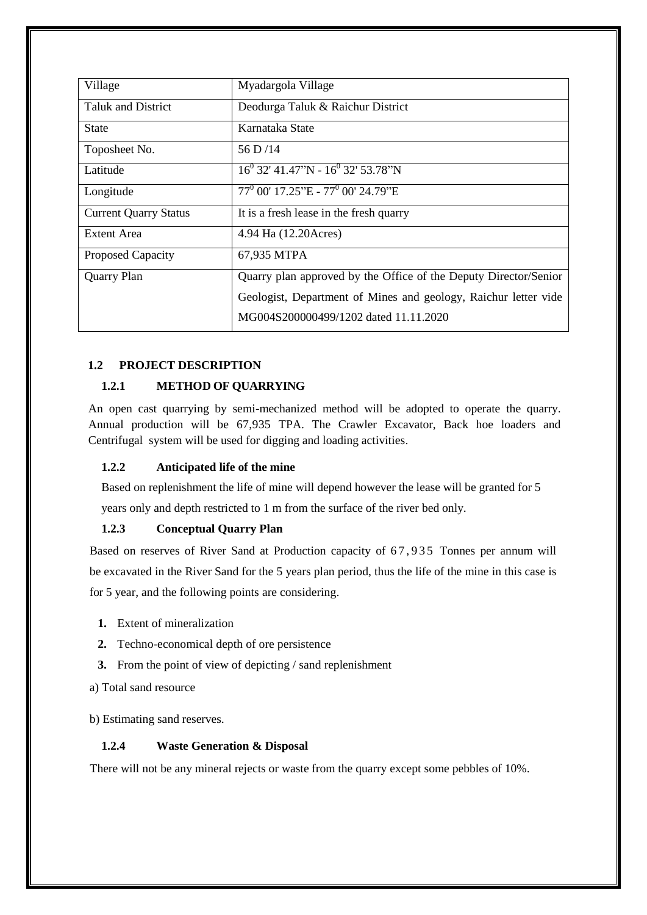| Village | Myadargola Village |
|---|---|
| Taluk and District | Deodurga Taluk & Raichur District |
| State | Karnataka State |
| Toposheet No. | 56 D /14 |
| Latitude | $16^0$ 32' 41.47"N - $16^0$ 32' 53.78"N |
| Longitude | $77^0$ 00' 17.25"E - $77^0$ 00' 24.79"E |
| Current Quarry Status | It is a fresh lease in the fresh quarry |
| Extent Area | 4.94 Ha (12.20Acres) |
| Proposed Capacity | 67,935 MTPA |
| Quarry Plan | Quarry plan approved by the Office of the Deputy Director/Senior Geologist, Department of Mines and geology, Raichur letter vide MG004S200000499/1202 dated 11.11.2020 |

## 1.2 PROJECT DESCRIPTION

### 1.2.1 METHOD OF QUARRYING

An open cast quarrying by semi-mechanized method will be adopted to operate the quarry. Annual production will be 67,935 TPA. The Crawler Excavator, Back hoe loaders and Centrifugal system will be used for digging and loading activities.

### 1.2.2 Anticipated life of the mine

Based on replenishment the life of mine will depend however the lease will be granted for 5 years only and depth restricted to 1 m from the surface of the river bed only.

### 1.2.3 Conceptual Quarry Plan

Based on reserves of River Sand at Production capacity of 67,935 Tonnes per annum will be excavated in the River Sand for the 5 years plan period, thus the life of the mine in this case is for 5 year, and the following points are considering.

1. Extent of mineralization
2. Techno-economical depth of ore persistence
3. From the point of view of depicting / sand replenishment

a) Total sand resource

b) Estimating sand reserves.

### 1.2.4 Waste Generation & Disposal

There will not be any mineral rejects or waste from the quarry except some pebbles of 10%.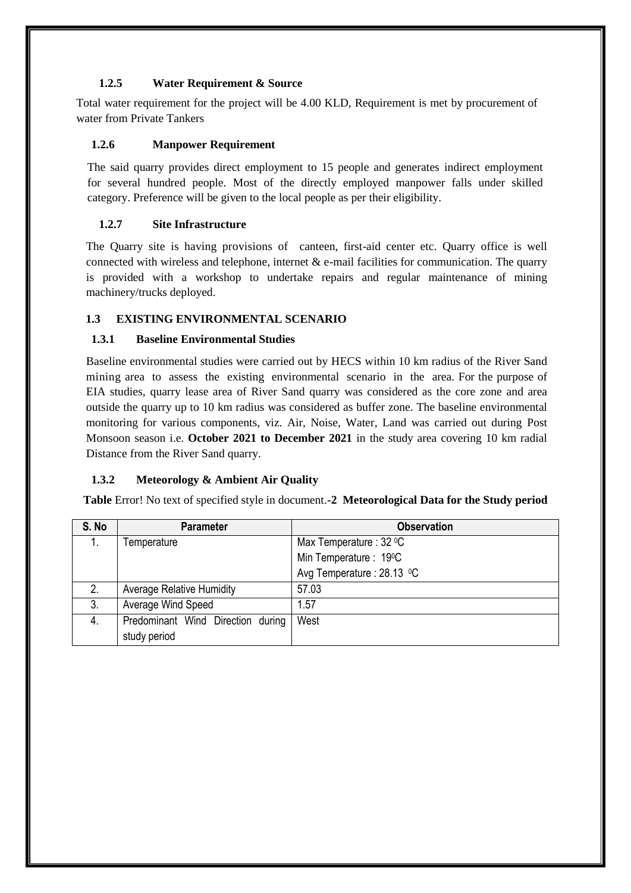### 1.2.5 Water Requirement & Source

Total water requirement for the project will be 4.00 KLD, Requirement is met by procurement of water from Private Tankers

### 1.2.6 Manpower Requirement

The said quarry provides direct employment to 15 people and generates indirect employment for several hundred people. Most of the directly employed manpower falls under skilled category. Preference will be given to the local people as per their eligibility.

### 1.2.7 Site Infrastructure

The Quarry site is having provisions of canteen, first-aid center etc. Quarry office is well connected with wireless and telephone, internet & e-mail facilities for communication. The quarry is provided with a workshop to undertake repairs and regular maintenance of mining machinery/trucks deployed.

## 1.3 EXISTING ENVIRONMENTAL SCENARIO

### 1.3.1 Baseline Environmental Studies

Baseline environmental studies were carried out by HECS within 10 km radius of the River Sand mining area to assess the existing environmental scenario in the area. For the purpose of EIA studies, quarry lease area of River Sand quarry was considered as the core zone and area outside the quarry up to 10 km radius was considered as buffer zone. The baseline environmental monitoring for various components, viz. Air, Noise, Water, Land was carried out during Post Monsoon season i.e. **October 2021 to December 2021** in the study area covering 10 km radial Distance from the River Sand quarry.

### 1.3.2 Meteorology & Ambient Air Quality

**Table** Error! No text of specified style in document.**-2 Meteorological Data for the Study period**

| S. No | Parameter | Observation |
|---|---|---|
| 1. | Temperature | Max Temperature : 32 $^0$C |
| | | Min Temperature : 19$^0$C |
| | | Avg Temperature : 28.13 $^0$C |
| 2. | Average Relative Humidity | 57.03 |
| 3. | Average Wind Speed | 1.57 |
| 4. | Predominant Wind Direction during study period | West |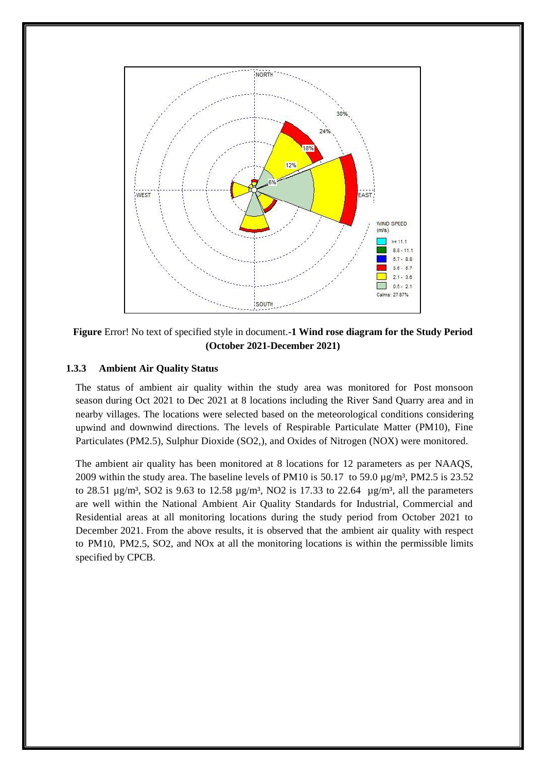**Figure** Error! No text of specified style in document.**-1 Wind rose diagram for the Study Period (October 2021-December 2021)**

### 1.3.3 Ambient Air Quality Status

The status of ambient air quality within the study area was monitored for Post monsoon season during Oct 2021 to Dec 2021 at 8 locations including the River Sand Quarry area and in nearby villages. The locations were selected based on the meteorological conditions considering upwind and downwind directions. The levels of Respirable Particulate Matter (PM10), Fine Particulates (PM2.5), Sulphur Dioxide ($SO_2$,), and Oxides of Nitrogen ($NO_X$) were monitored.

The ambient air quality has been monitored at 8 locations for 12 parameters as per NAAQS, 2009 within the study area. The baseline levels of PM10 is 50.17 to 59.0 µg/m³, PM2.5 is 23.52 to 28.51 µg/m³, $SO_2$ is 9.63 to 12.58 µg/m³, $NO_2$ is 17.33 to 22.64 µg/m³, all the parameters are well within the National Ambient Air Quality Standards for Industrial, Commercial and Residential areas at all monitoring locations during the study period from October 2021 to December 2021. From the above results, it is observed that the ambient air quality with respect to PM10, PM2.5, $SO_2$, and $NO_x$ at all the monitoring locations is within the permissible limits specified by CPCB.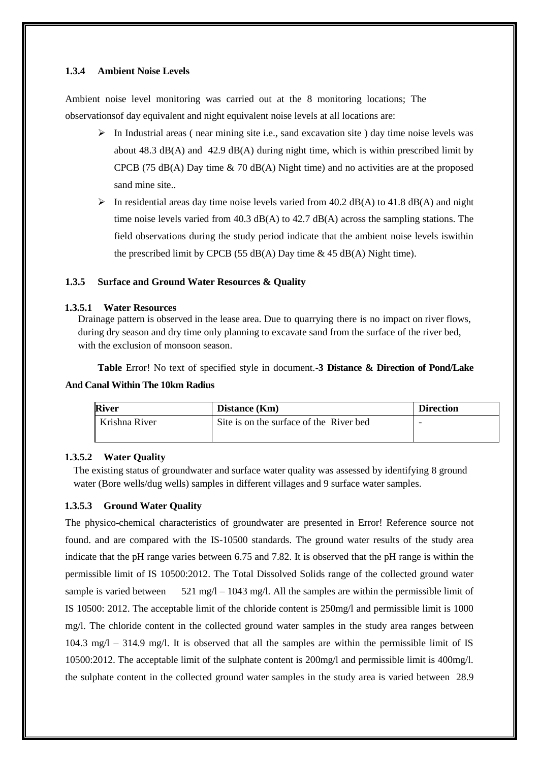### 1.3.4 Ambient Noise Levels

Ambient noise level monitoring was carried out at the 8 monitoring locations; The observationsof day equivalent and night equivalent noise levels at all locations are:

- In Industrial areas ( near mining site i.e., sand excavation site ) day time noise levels was about 48.3 dB(A) and 42.9 dB(A) during night time, which is within prescribed limit by CPCB (75 dB(A) Day time & 70 dB(A) Night time) and no activities are at the proposed sand mine site..
- In residential areas day time noise levels varied from 40.2 dB(A) to 41.8 dB(A) and night time noise levels varied from 40.3 dB(A) to 42.7 dB(A) across the sampling stations. The field observations during the study period indicate that the ambient noise levels iswithin the prescribed limit by CPCB (55 dB(A) Day time & 45 dB(A) Night time).

### 1.3.5 Surface and Ground Water Resources & Quality

#### 1.3.5.1 Water Resources

Drainage pattern is observed in the lease area. Due to quarrying there is no impact on river flows, during dry season and dry time only planning to excavate sand from the surface of the river bed, with the exclusion of monsoon season.

**Table** Error! No text of specified style in document.**-3 Distance & Direction of Pond/Lake And Canal Within The 10km Radius**

| River | Distance (Km) | Direction |
|---|---|---|
| Krishna River | Site is on the surface of the River bed | - |

#### 1.3.5.2 Water Quality

The existing status of groundwater and surface water quality was assessed by identifying 8 ground water (Bore wells/dug wells) samples in different villages and 9 surface water samples.

#### 1.3.5.3 Ground Water Quality

The physico-chemical characteristics of groundwater are presented in Error! Reference source not found. and are compared with the IS-10500 standards. The ground water results of the study area indicate that the pH range varies between 6.75 and 7.82. It is observed that the pH range is within the permissible limit of IS 10500:2012. The Total Dissolved Solids range of the collected ground water sample is varied between 521 mg/l – 1043 mg/l. All the samples are within the permissible limit of IS 10500: 2012. The acceptable limit of the chloride content is 250mg/l and permissible limit is 1000 mg/l. The chloride content in the collected ground water samples in the study area ranges between 104.3 mg/l – 314.9 mg/l. It is observed that all the samples are within the permissible limit of IS 10500:2012. The acceptable limit of the sulphate content is 200mg/l and permissible limit is 400mg/l. the sulphate content in the collected ground water samples in the study area is varied between 28.9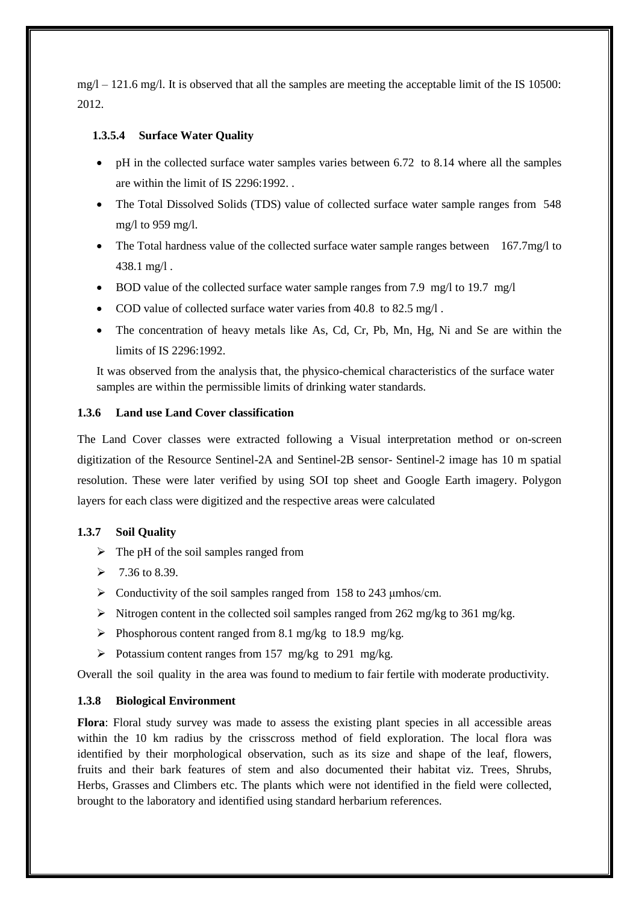mg/l – 121.6 mg/l. It is observed that all the samples are meeting the acceptable limit of the IS 10500: 2012.

#### 1.3.5.4 Surface Water Quality

- pH in the collected surface water samples varies between 6.72 to 8.14 where all the samples are within the limit of IS 2296:1992. .
- The Total Dissolved Solids (TDS) value of collected surface water sample ranges from 548 mg/l to 959 mg/l.
- The Total hardness value of the collected surface water sample ranges between 167.7mg/l to 438.1 mg/l .
- BOD value of the collected surface water sample ranges from 7.9 mg/l to 19.7 mg/l
- COD value of collected surface water varies from 40.8 to 82.5 mg/l .
- The concentration of heavy metals like As, Cd, Cr, Pb, Mn, Hg, Ni and Se are within the limits of IS 2296:1992.

It was observed from the analysis that, the physico-chemical characteristics of the surface water samples are within the permissible limits of drinking water standards.

### 1.3.6 Land use Land Cover classification

The Land Cover classes were extracted following a Visual interpretation method or on-screen digitization of the Resource Sentinel-2A and Sentinel-2B sensor- Sentinel-2 image has 10 m spatial resolution. These were later verified by using SOI top sheet and Google Earth imagery. Polygon layers for each class were digitized and the respective areas were calculated

### 1.3.7 Soil Quality

- The pH of the soil samples ranged from
- 7.36 to 8.39.
- Conductivity of the soil samples ranged from 158 to 243 μmhos/cm.
- Nitrogen content in the collected soil samples ranged from 262 mg/kg to 361 mg/kg.
- Phosphorous content ranged from 8.1 mg/kg to 18.9 mg/kg.
- Potassium content ranges from 157 mg/kg to 291 mg/kg.

Overall the soil quality in the area was found to medium to fair fertile with moderate productivity.

### 1.3.8 Biological Environment

**Flora**: Floral study survey was made to assess the existing plant species in all accessible areas within the 10 km radius by the crisscross method of field exploration. The local flora was identified by their morphological observation, such as its size and shape of the leaf, flowers, fruits and their bark features of stem and also documented their habitat viz. Trees, Shrubs, Herbs, Grasses and Climbers etc. The plants which were not identified in the field were collected, brought to the laboratory and identified using standard herbarium references.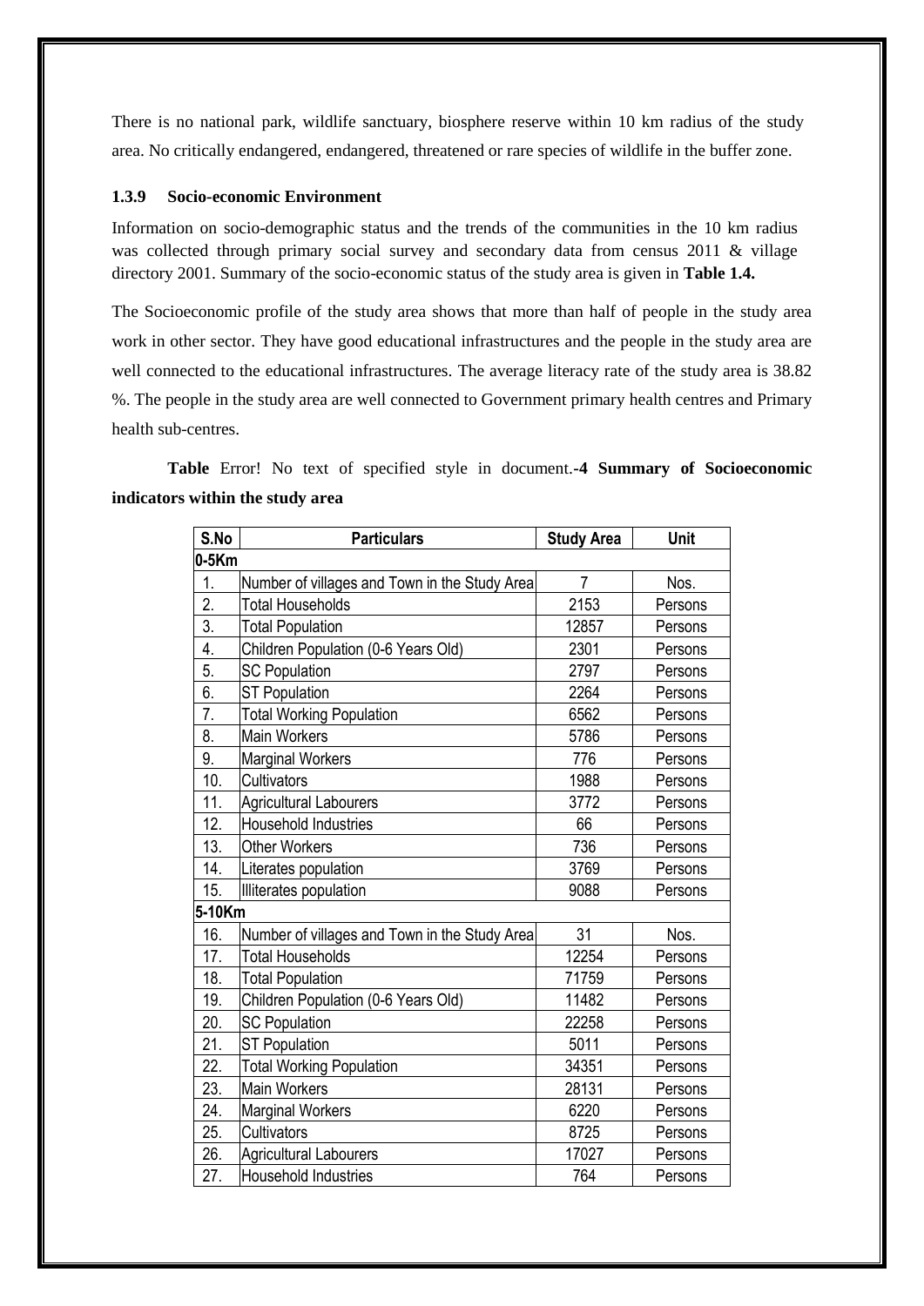There is no national park, wildlife sanctuary, biosphere reserve within 10 km radius of the study area. No critically endangered, endangered, threatened or rare species of wildlife in the buffer zone.

### 1.3.9 Socio-economic Environment

Information on socio-demographic status and the trends of the communities in the 10 km radius was collected through primary social survey and secondary data from census 2011 & village directory 2001. Summary of the socio-economic status of the study area is given in **Table 1.4.**

The Socioeconomic profile of the study area shows that more than half of people in the study area work in other sector. They have good educational infrastructures and the people in the study area are well connected to the educational infrastructures. The average literacy rate of the study area is 38.82 %. The people in the study area are well connected to Government primary health centres and Primary health sub-centres.

**Table** Error! No text of specified style in document.**-4 Summary of Socioeconomic indicators within the study area**

| S.No | Particulars | Study Area | Unit |
|---|---|---|---|
| **0-5Km** | | | |
| 1. | Number of villages and Town in the Study Area | 7 | Nos. |
| 2. | Total Households | 2153 | Persons |
| 3. | Total Population | 12857 | Persons |
| 4. | Children Population (0-6 Years Old) | 2301 | Persons |
| 5. | SC Population | 2797 | Persons |
| 6. | ST Population | 2264 | Persons |
| 7. | Total Working Population | 6562 | Persons |
| 8. | Main Workers | 5786 | Persons |
| 9. | Marginal Workers | 776 | Persons |
| 10. | Cultivators | 1988 | Persons |
| 11. | Agricultural Labourers | 3772 | Persons |
| 12. | Household Industries | 66 | Persons |
| 13. | Other Workers | 736 | Persons |
| 14. | Literates population | 3769 | Persons |
| 15. | Illiterates population | 9088 | Persons |
| **5-10Km** | | | |
| 16. | Number of villages and Town in the Study Area | 31 | Nos. |
| 17. | Total Households | 12254 | Persons |
| 18. | Total Population | 71759 | Persons |
| 19. | Children Population (0-6 Years Old) | 11482 | Persons |
| 20. | SC Population | 22258 | Persons |
| 21. | ST Population | 5011 | Persons |
| 22. | Total Working Population | 34351 | Persons |
| 23. | Main Workers | 28131 | Persons |
| 24. | Marginal Workers | 6220 | Persons |
| 25. | Cultivators | 8725 | Persons |
| 26. | Agricultural Labourers | 17027 | Persons |
| 27. | Household Industries | 764 | Persons |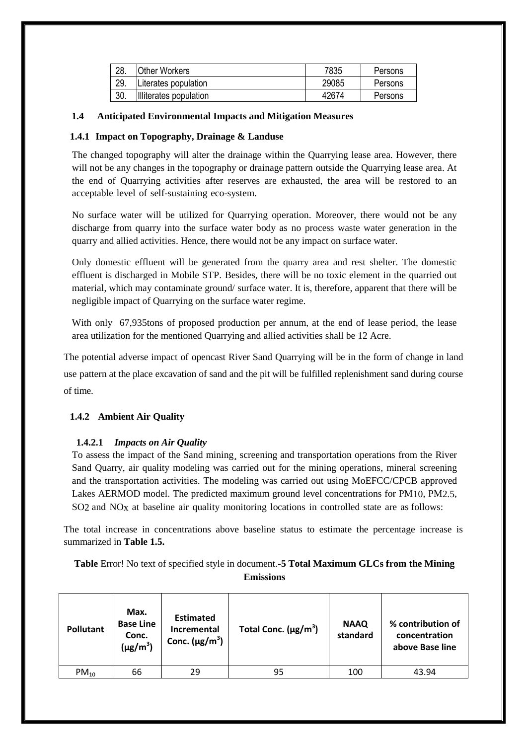| 28. | Other Workers | 7835 | Persons |
|---|---|---|---|
| 29. | Literates population | 29085 | Persons |
| 30. | Illiterates population | 42674 | Persons |

### 1.4 Anticipated Environmental Impacts and Mitigation Measures

#### 1.4.1 Impact on Topography, Drainage & Landuse

The changed topography will alter the drainage within the Quarrying lease area. However, there will not be any changes in the topography or drainage pattern outside the Quarrying lease area. At the end of Quarrying activities after reserves are exhausted, the area will be restored to an acceptable level of self-sustaining eco-system.

No surface water will be utilized for Quarrying operation. Moreover, there would not be any discharge from quarry into the surface water body as no process waste water generation in the quarry and allied activities. Hence, there would not be any impact on surface water.

Only domestic effluent will be generated from the quarry area and rest shelter. The domestic effluent is discharged in Mobile STP. Besides, there will be no toxic element in the quarried out material, which may contaminate ground/ surface water. It is, therefore, apparent that there will be negligible impact of Quarrying on the surface water regime.

With only 67,935tons of proposed production per annum, at the end of lease period, the lease area utilization for the mentioned Quarrying and allied activities shall be 12 Acre.

The potential adverse impact of opencast River Sand Quarrying will be in the form of change in land use pattern at the place excavation of sand and the pit will be fulfilled replenishment sand during course of time.

#### 1.4.2 Ambient Air Quality

##### 1.4.2.1 *Impacts on Air Quality*

To assess the impact of the Sand mining, screening and transportation operations from the River Sand Quarry, air quality modeling was carried out for the mining operations, mineral screening and the transportation activities. The modeling was carried out using MoEFCC/CPCB approved Lakes AERMOD model. The predicted maximum ground level concentrations for $PM_{10}$, $PM_{2.5}$, $SO_2$ and $NO_X$ at baseline air quality monitoring locations in controlled state are as follows:

The total increase in concentrations above baseline status to estimate the percentage increase is summarized in **Table 1.5.**

**Table** Error! No text of specified style in document.**-5 Total Maximum GLCs from the Mining Emissions**

| Pollutant | Max. Base Line Conc. ($\mu g/m^3$) | Estimated Incremental Conc. ($\mu g/m^3$) | Total Conc. ($\mu g/m^3$) | NAAQ standard | % contribution of concentration above Base line |
|---|---|---|---|---|---|
| $PM_{10}$ | 66 | 29 | 95 | 100 | 43.94 |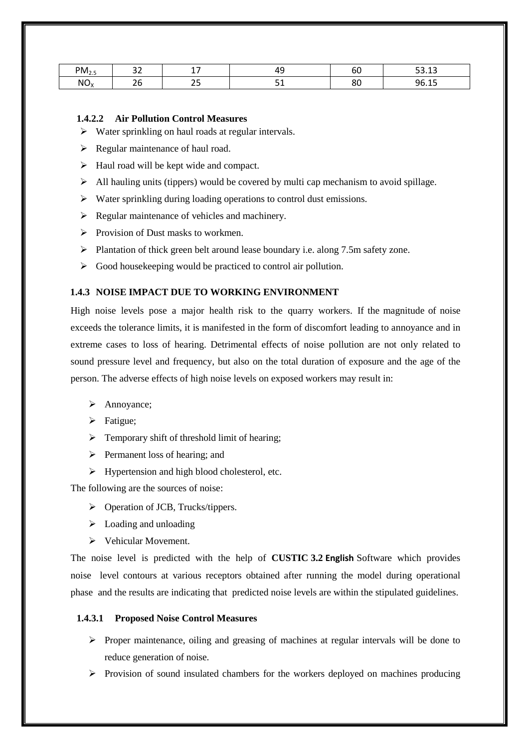| $PM_{2.5}$ | 32 | 17 | 49 | 60 | 53.13 |
|---|---|---|---|---|---|
| $NO_X$ | 26 | 25 | 51 | 80 | 96.15 |

#### 1.4.2.2 Air Pollution Control Measures

- Water sprinkling on haul roads at regular intervals.
- Regular maintenance of haul road.
- Haul road will be kept wide and compact.
- All hauling units (tippers) would be covered by multi cap mechanism to avoid spillage.
- Water sprinkling during loading operations to control dust emissions.
- Regular maintenance of vehicles and machinery.
- Provision of Dust masks to workmen.
- Plantation of thick green belt around lease boundary i.e. along 7.5m safety zone.
- Good housekeeping would be practiced to control air pollution.

### 1.4.3 NOISE IMPACT DUE TO WORKING ENVIRONMENT

High noise levels pose a major health risk to the quarry workers. If the magnitude of noise exceeds the tolerance limits, it is manifested in the form of discomfort leading to annoyance and in extreme cases to loss of hearing. Detrimental effects of noise pollution are not only related to sound pressure level and frequency, but also on the total duration of exposure and the age of the person. The adverse effects of high noise levels on exposed workers may result in:

- Annoyance;
- Fatigue;
- Temporary shift of threshold limit of hearing;
- Permanent loss of hearing; and
- Hypertension and high blood cholesterol, etc.

The following are the sources of noise:

- Operation of JCB, Trucks/tippers.
- Loading and unloading
- Vehicular Movement.

The noise level is predicted with the help of **CUSTIC 3.2 English** Software which provides noise level contours at various receptors obtained after running the model during operational phase and the results are indicating that predicted noise levels are within the stipulated guidelines.

#### 1.4.3.1 Proposed Noise Control Measures

- Proper maintenance, oiling and greasing of machines at regular intervals will be done to reduce generation of noise.
- Provision of sound insulated chambers for the workers deployed on machines producing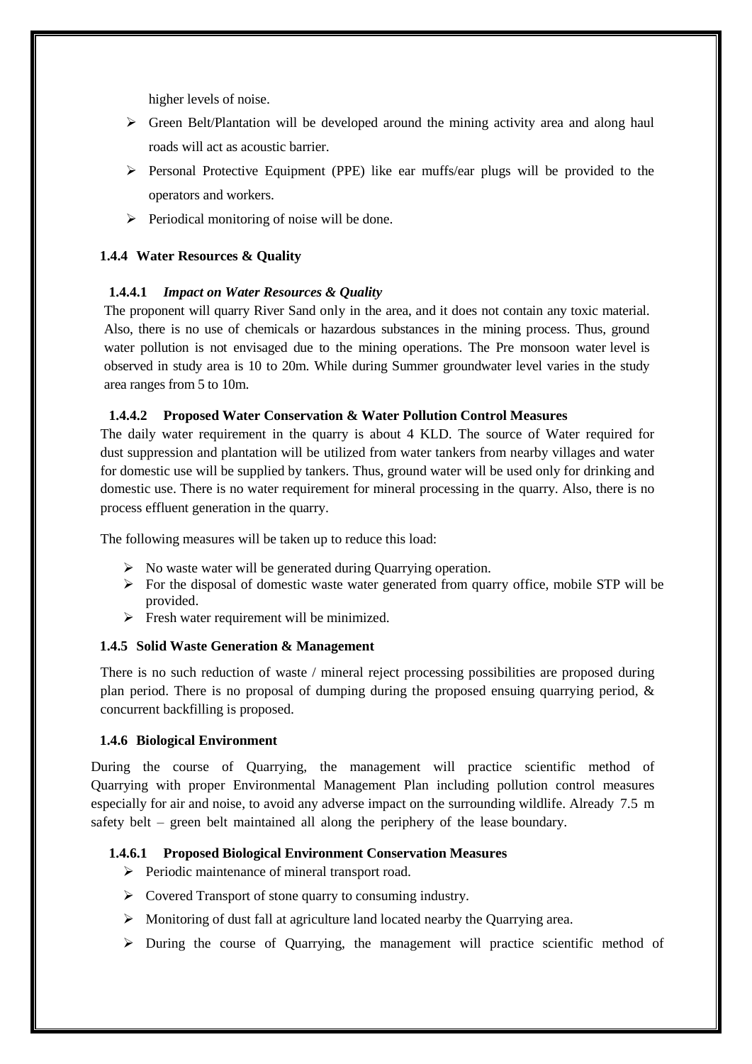higher levels of noise.

- Green Belt/Plantation will be developed around the mining activity area and along haul roads will act as acoustic barrier.
- Personal Protective Equipment (PPE) like ear muffs/ear plugs will be provided to the operators and workers.
- Periodical monitoring of noise will be done.

### 1.4.4 Water Resources & Quality

#### 1.4.4.1 *Impact on Water Resources & Quality*

The proponent will quarry River Sand only in the area, and it does not contain any toxic material. Also, there is no use of chemicals or hazardous substances in the mining process. Thus, ground water pollution is not envisaged due to the mining operations. The Pre monsoon water level is observed in study area is 10 to 20m. While during Summer groundwater level varies in the study area ranges from 5 to 10m.

#### 1.4.4.2 Proposed Water Conservation & Water Pollution Control Measures

The daily water requirement in the quarry is about 4 KLD. The source of Water required for dust suppression and plantation will be utilized from water tankers from nearby villages and water for domestic use will be supplied by tankers. Thus, ground water will be used only for drinking and domestic use. There is no water requirement for mineral processing in the quarry. Also, there is no process effluent generation in the quarry.

The following measures will be taken up to reduce this load:

- No waste water will be generated during Quarrying operation.
- For the disposal of domestic waste water generated from quarry office, mobile STP will be provided.
- Fresh water requirement will be minimized.

### 1.4.5 Solid Waste Generation & Management

There is no such reduction of waste / mineral reject processing possibilities are proposed during plan period. There is no proposal of dumping during the proposed ensuing quarrying period, & concurrent backfilling is proposed.

### 1.4.6 Biological Environment

During the course of Quarrying, the management will practice scientific method of Quarrying with proper Environmental Management Plan including pollution control measures especially for air and noise, to avoid any adverse impact on the surrounding wildlife. Already 7.5 m safety belt – green belt maintained all along the periphery of the lease boundary.

#### 1.4.6.1 Proposed Biological Environment Conservation Measures

- Periodic maintenance of mineral transport road.
- Covered Transport of stone quarry to consuming industry.
- Monitoring of dust fall at agriculture land located nearby the Quarrying area.
- During the course of Quarrying, the management will practice scientific method of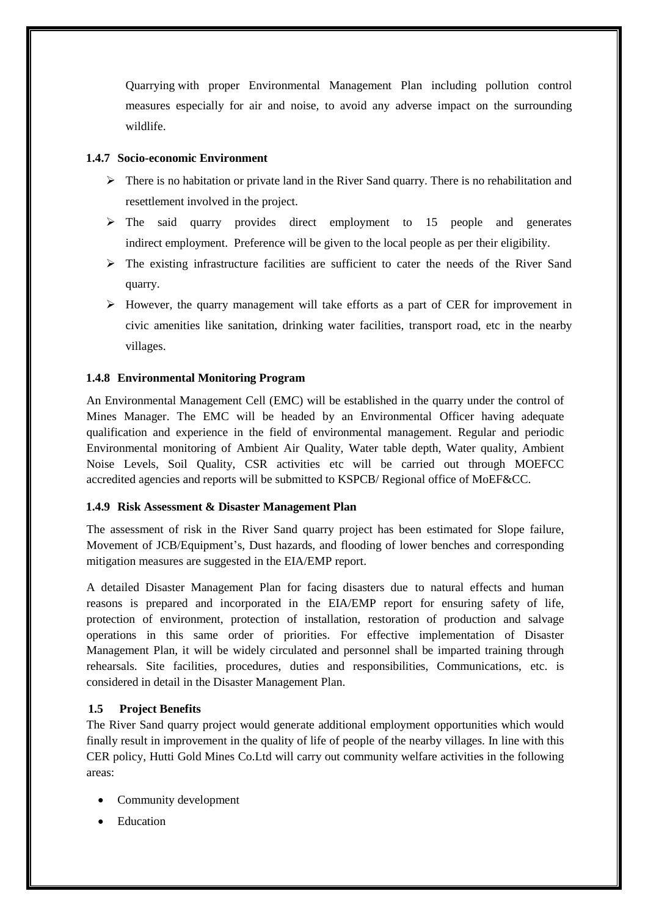Quarrying with proper Environmental Management Plan including pollution control measures especially for air and noise, to avoid any adverse impact on the surrounding wildlife.

### 1.4.7 Socio-economic Environment

- There is no habitation or private land in the River Sand quarry. There is no rehabilitation and resettlement involved in the project.
- The said quarry provides direct employment to 15 people and generates indirect employment. Preference will be given to the local people as per their eligibility.
- The existing infrastructure facilities are sufficient to cater the needs of the River Sand quarry.
- However, the quarry management will take efforts as a part of CER for improvement in civic amenities like sanitation, drinking water facilities, transport road, etc in the nearby villages.

### 1.4.8 Environmental Monitoring Program

An Environmental Management Cell (EMC) will be established in the quarry under the control of Mines Manager. The EMC will be headed by an Environmental Officer having adequate qualification and experience in the field of environmental management. Regular and periodic Environmental monitoring of Ambient Air Quality, Water table depth, Water quality, Ambient Noise Levels, Soil Quality, CSR activities etc will be carried out through MOEFCC accredited agencies and reports will be submitted to KSPCB/ Regional office of MoEF&CC.

### 1.4.9 Risk Assessment & Disaster Management Plan

The assessment of risk in the River Sand quarry project has been estimated for Slope failure, Movement of JCB/Equipment's, Dust hazards, and flooding of lower benches and corresponding mitigation measures are suggested in the EIA/EMP report.

A detailed Disaster Management Plan for facing disasters due to natural effects and human reasons is prepared and incorporated in the EIA/EMP report for ensuring safety of life, protection of environment, protection of installation, restoration of production and salvage operations in this same order of priorities. For effective implementation of Disaster Management Plan, it will be widely circulated and personnel shall be imparted training through rehearsals. Site facilities, procedures, duties and responsibilities, Communications, etc. is considered in detail in the Disaster Management Plan.

### 1.5 Project Benefits

The River Sand quarry project would generate additional employment opportunities which would finally result in improvement in the quality of life of people of the nearby villages. In line with this CER policy, Hutti Gold Mines Co.Ltd will carry out community welfare activities in the following areas:

- Community development
- Education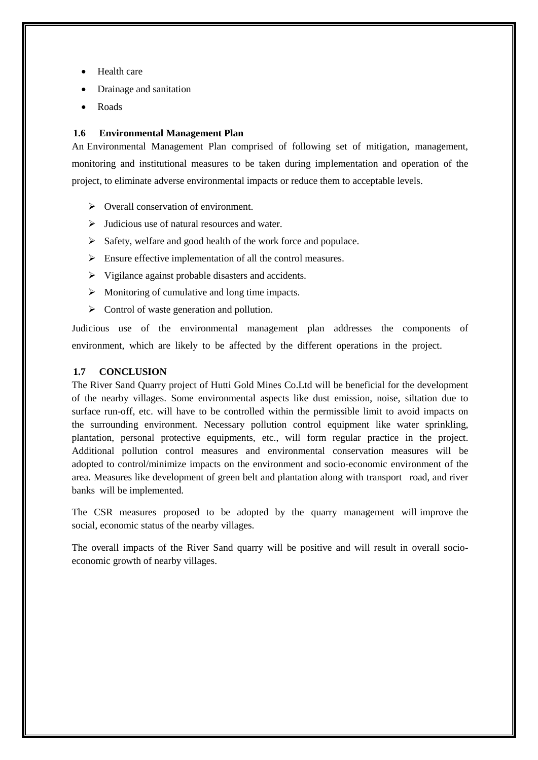- Health care
- Drainage and sanitation
- Roads

## 1.6 Environmental Management Plan

An Environmental Management Plan comprised of following set of mitigation, management, monitoring and institutional measures to be taken during implementation and operation of the project, to eliminate adverse environmental impacts or reduce them to acceptable levels.

- Overall conservation of environment.
- Judicious use of natural resources and water.
- Safety, welfare and good health of the work force and populace.
- Ensure effective implementation of all the control measures.
- Vigilance against probable disasters and accidents.
- Monitoring of cumulative and long time impacts.
- Control of waste generation and pollution.

Judicious use of the environmental management plan addresses the components of environment, which are likely to be affected by the different operations in the project.

## 1.7 CONCLUSION

The River Sand Quarry project of Hutti Gold Mines Co.Ltd will be beneficial for the development of the nearby villages. Some environmental aspects like dust emission, noise, siltation due to surface run-off, etc. will have to be controlled within the permissible limit to avoid impacts on the surrounding environment. Necessary pollution control equipment like water sprinkling, plantation, personal protective equipments, etc., will form regular practice in the project. Additional pollution control measures and environmental conservation measures will be adopted to control/minimize impacts on the environment and socio-economic environment of the area. Measures like development of green belt and plantation along with transport road, and river banks will be implemented.

The CSR measures proposed to be adopted by the quarry management will improve the social, economic status of the nearby villages.

The overall impacts of the River Sand quarry will be positive and will result in overall socio-economic growth of nearby villages.